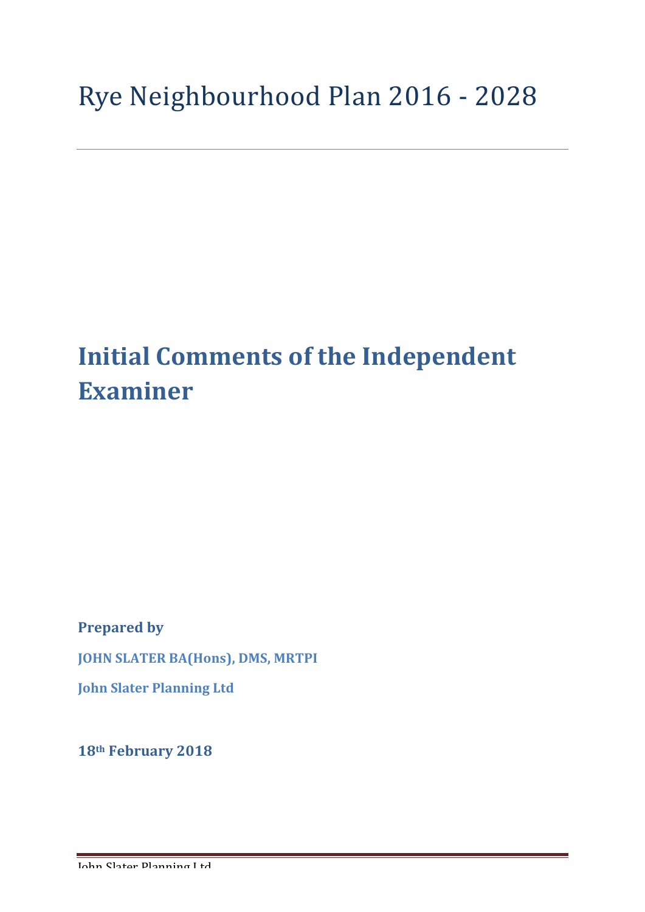# Rye Neighbourhood Plan 2016 - 2028

## Initial Comments of the Independent Examiner

**Prepared by**

**JOHN SLATER BA(Hons), DMS, MRTPI**

**John Slater Planning Ltd**

**18th February 2018**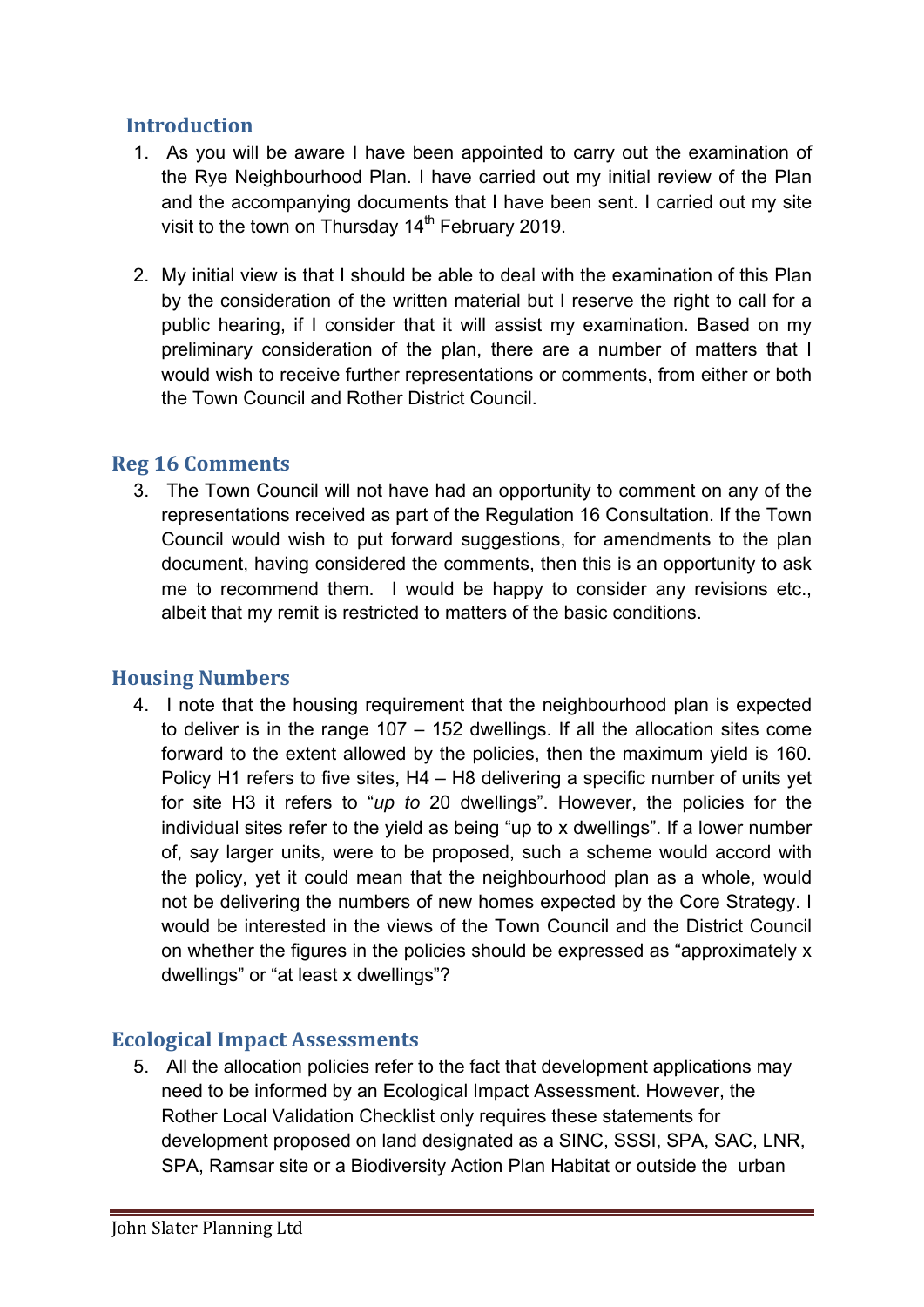## Introduction

1. As you will be aware I have been appointed to carry out the examination of the Rye Neighbourhood Plan. I have carried out my initial review of the Plan and the accompanying documents that I have been sent. I carried out my site visit to the town on Thursday 14th February 2019.

2. My initial view is that I should be able to deal with the examination of this Plan by the consideration of the written material but I reserve the right to call for a public hearing, if I consider that it will assist my examination. Based on my preliminary consideration of the plan, there are a number of matters that I would wish to receive further representations or comments, from either or both the Town Council and Rother District Council.

## Reg 16 Comments

3. The Town Council will not have had an opportunity to comment on any of the representations received as part of the Regulation 16 Consultation. If the Town Council would wish to put forward suggestions, for amendments to the plan document, having considered the comments, then this is an opportunity to ask me to recommend them. I would be happy to consider any revisions etc., albeit that my remit is restricted to matters of the basic conditions.

## Housing Numbers

4. I note that the housing requirement that the neighbourhood plan is expected to deliver is in the range 107 – 152 dwellings. If all the allocation sites come forward to the extent allowed by the policies, then the maximum yield is 160. Policy H1 refers to five sites, H4 – H8 delivering a specific number of units yet for site H3 it refers to "*up to* 20 dwellings". However, the policies for the individual sites refer to the yield as being "up to x dwellings". If a lower number of, say larger units, were to be proposed, such a scheme would accord with the policy, yet it could mean that the neighbourhood plan as a whole, would not be delivering the numbers of new homes expected by the Core Strategy. I would be interested in the views of the Town Council and the District Council on whether the figures in the policies should be expressed as "approximately x dwellings" or "at least x dwellings"?

## Ecological Impact Assessments

5. All the allocation policies refer to the fact that development applications may need to be informed by an Ecological Impact Assessment. However, the Rother Local Validation Checklist only requires these statements for development proposed on land designated as a SINC, SSSI, SPA, SAC, LNR, SPA, Ramsar site or a Biodiversity Action Plan Habitat or outside the urban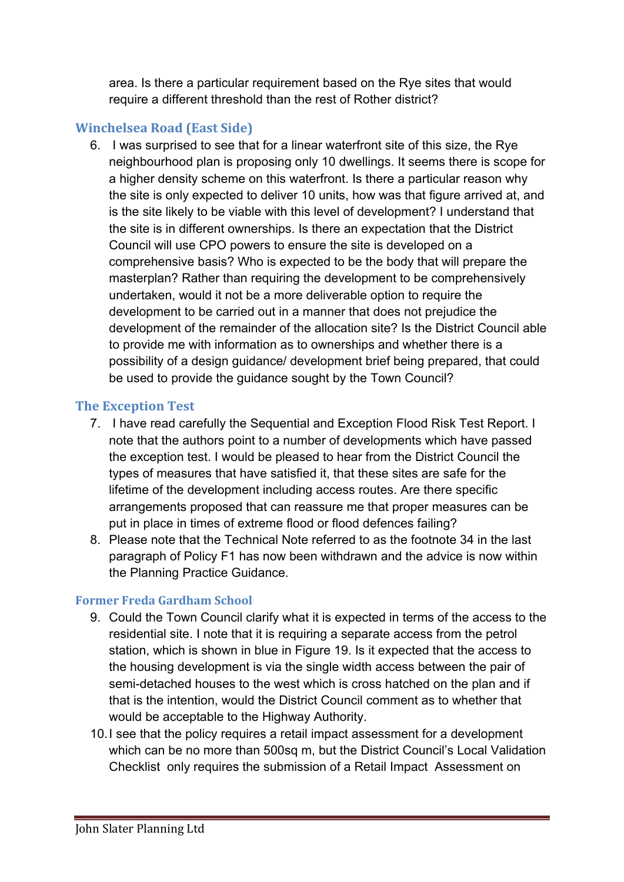area. Is there a particular requirement based on the Rye sites that would require a different threshold than the rest of Rother district?

### Winchelsea Road (East Side)

6. I was surprised to see that for a linear waterfront site of this size, the Rye neighbourhood plan is proposing only 10 dwellings. It seems there is scope for a higher density scheme on this waterfront. Is there a particular reason why the site is only expected to deliver 10 units, how was that figure arrived at, and is the site likely to be viable with this level of development? I understand that the site is in different ownerships. Is there an expectation that the District Council will use CPO powers to ensure the site is developed on a comprehensive basis? Who is expected to be the body that will prepare the masterplan? Rather than requiring the development to be comprehensively undertaken, would it not be a more deliverable option to require the development to be carried out in a manner that does not prejudice the development of the remainder of the allocation site? Is the District Council able to provide me with information as to ownerships and whether there is a possibility of a design guidance/ development brief being prepared, that could be used to provide the guidance sought by the Town Council?

### The Exception Test

7. I have read carefully the Sequential and Exception Flood Risk Test Report. I note that the authors point to a number of developments which have passed the exception test. I would be pleased to hear from the District Council the types of measures that have satisfied it, that these sites are safe for the lifetime of the development including access routes. Are there specific arrangements proposed that can reassure me that proper measures can be put in place in times of extreme flood or flood defences failing?
8. Please note that the Technical Note referred to as the footnote 34 in the last paragraph of Policy F1 has now been withdrawn and the advice is now within the Planning Practice Guidance.

### Former Freda Gardham School

9. Could the Town Council clarify what it is expected in terms of the access to the residential site. I note that it is requiring a separate access from the petrol station, which is shown in blue in Figure 19. Is it expected that the access to the housing development is via the single width access between the pair of semi-detached houses to the west which is cross hatched on the plan and if that is the intention, would the District Council comment as to whether that would be acceptable to the Highway Authority.
10. I see that the policy requires a retail impact assessment for a development which can be no more than 500sq m, but the District Council's Local Validation Checklist only requires the submission of a Retail Impact Assessment on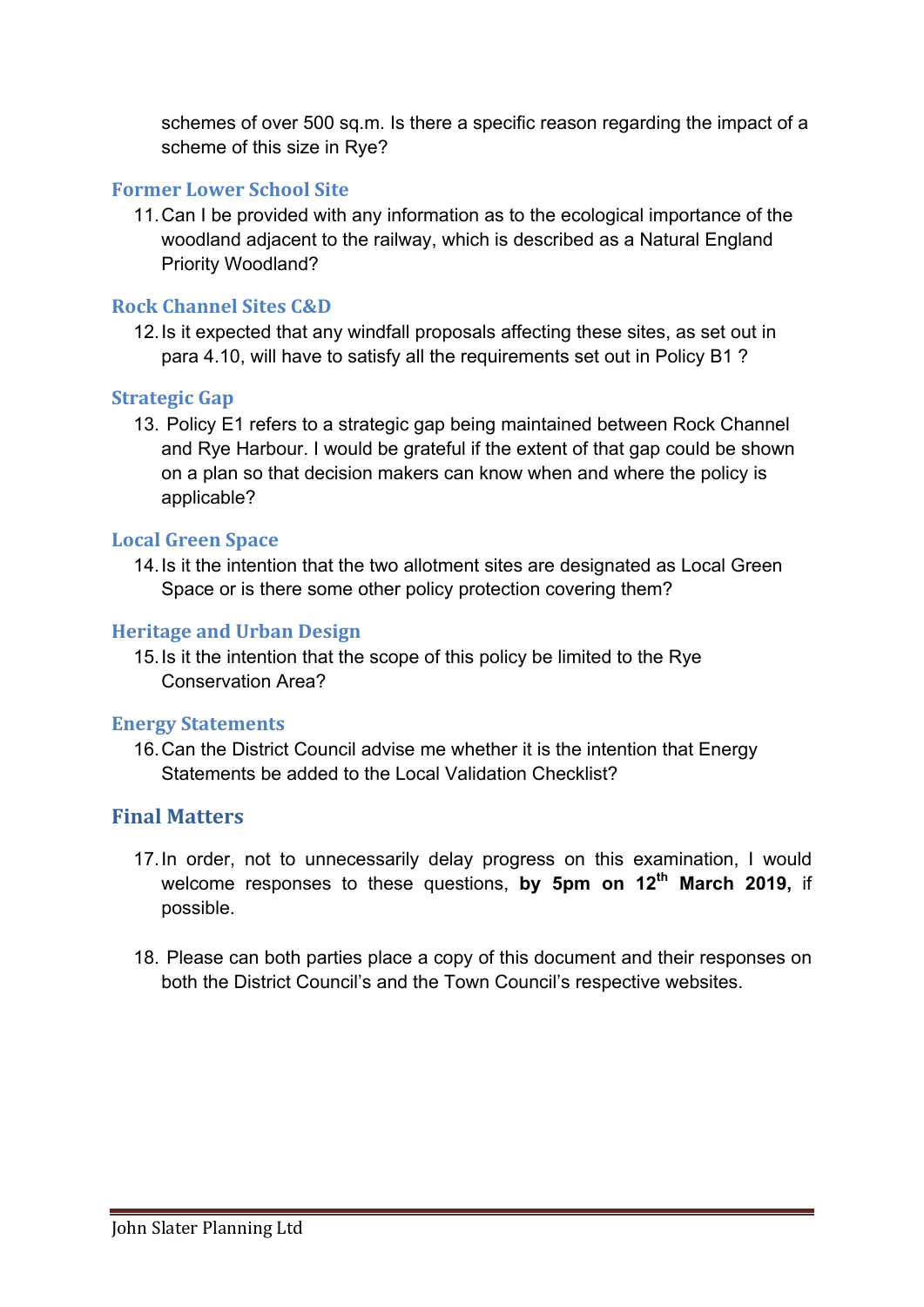schemes of over 500 sq.m. Is there a specific reason regarding the impact of a scheme of this size in Rye?

### Former Lower School Site

11. Can I be provided with any information as to the ecological importance of the woodland adjacent to the railway, which is described as a Natural England Priority Woodland?

### Rock Channel Sites C&D

12. Is it expected that any windfall proposals affecting these sites, as set out in para 4.10, will have to satisfy all the requirements set out in Policy B1 ?

### Strategic Gap

13. Policy E1 refers to a strategic gap being maintained between Rock Channel and Rye Harbour. I would be grateful if the extent of that gap could be shown on a plan so that decision makers can know when and where the policy is applicable?

### Local Green Space

14. Is it the intention that the two allotment sites are designated as Local Green Space or is there some other policy protection covering them?

### Heritage and Urban Design

15. Is it the intention that the scope of this policy be limited to the Rye Conservation Area?

### Energy Statements

16. Can the District Council advise me whether it is the intention that Energy Statements be added to the Local Validation Checklist?

## Final Matters

17. In order, not to unnecessarily delay progress on this examination, I would welcome responses to these questions, **by 5pm on 12th March 2019,** if possible.

18. Please can both parties place a copy of this document and their responses on both the District Council's and the Town Council's respective websites.